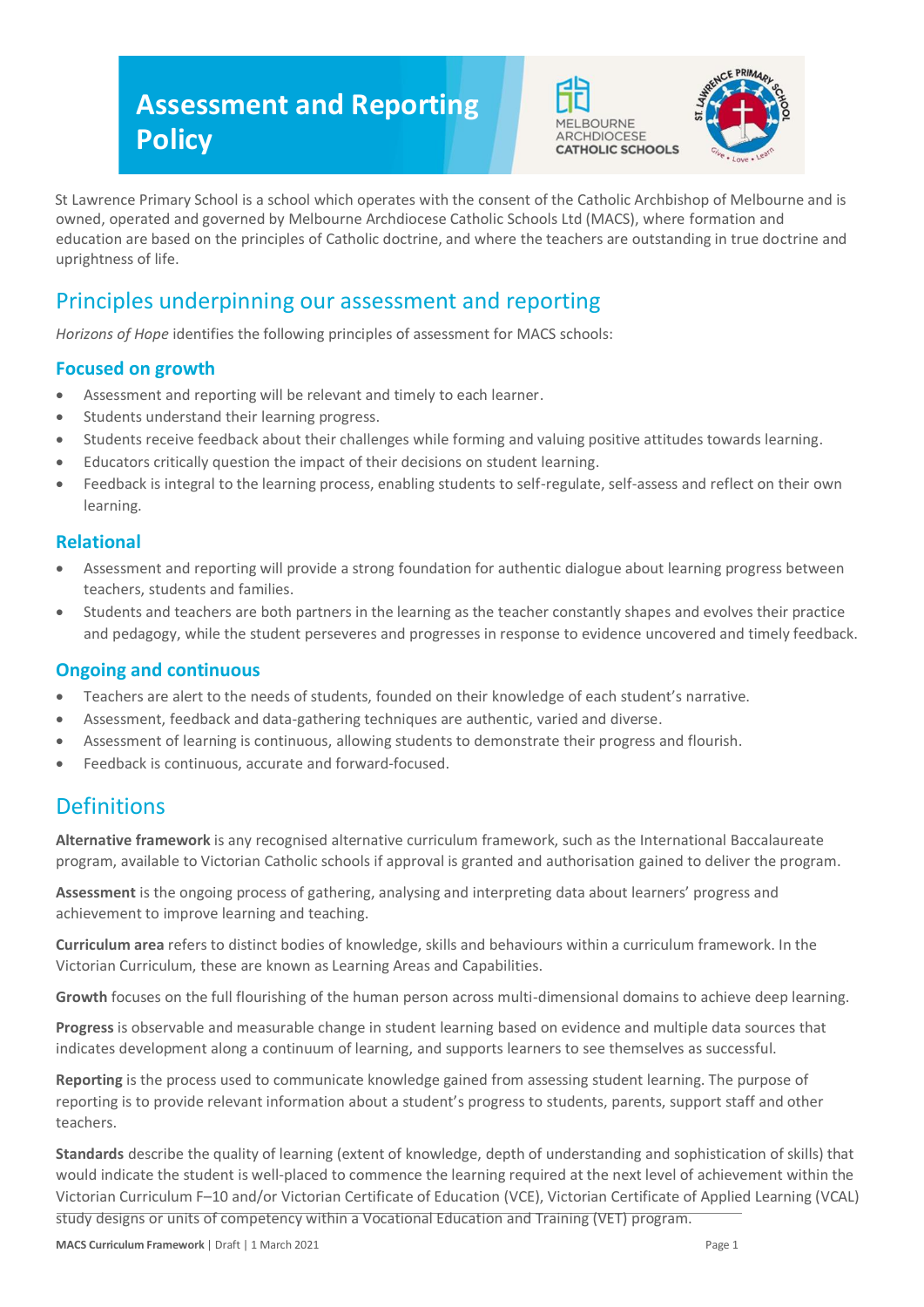# Assessment and Reporting Policy

St Lawrence Primary School is a school which operates with the consent of the Catholic Archbishop of Melbourne and is owned, operated and governed by Melbourne Archdiocese Catholic Schools Ltd (MACS), where formation and education are based on the principles of Catholic doctrine, and where the teachers are outstanding in true doctrine and uprightness of life.

## Principles underpinning our assessment and reporting

*Horizons of Hope* identifies the following principles of assessment for MACS schools:

### Focused on growth

- Assessment and reporting will be relevant and timely to each learner.
- Students understand their learning progress.
- Students receive feedback about their challenges while forming and valuing positive attitudes towards learning.
- Educators critically question the impact of their decisions on student learning.
- Feedback is integral to the learning process, enabling students to self-regulate, self-assess and reflect on their own learning.

### Relational

- Assessment and reporting will provide a strong foundation for authentic dialogue about learning progress between teachers, students and families.
- Students and teachers are both partners in the learning as the teacher constantly shapes and evolves their practice and pedagogy, while the student perseveres and progresses in response to evidence uncovered and timely feedback.

### Ongoing and continuous

- Teachers are alert to the needs of students, founded on their knowledge of each student's narrative.
- Assessment, feedback and data-gathering techniques are authentic, varied and diverse.
- Assessment of learning is continuous, allowing students to demonstrate their progress and flourish.
- Feedback is continuous, accurate and forward-focused.

## Definitions

**Alternative framework** is any recognised alternative curriculum framework, such as the International Baccalaureate program, available to Victorian Catholic schools if approval is granted and authorisation gained to deliver the program.

**Assessment** is the ongoing process of gathering, analysing and interpreting data about learners' progress and achievement to improve learning and teaching.

**Curriculum area** refers to distinct bodies of knowledge, skills and behaviours within a curriculum framework. In the Victorian Curriculum, these are known as Learning Areas and Capabilities.

**Growth** focuses on the full flourishing of the human person across multi-dimensional domains to achieve deep learning.

**Progress** is observable and measurable change in student learning based on evidence and multiple data sources that indicates development along a continuum of learning, and supports learners to see themselves as successful.

**Reporting** is the process used to communicate knowledge gained from assessing student learning. The purpose of reporting is to provide relevant information about a student's progress to students, parents, support staff and other teachers.

**Standards** describe the quality of learning (extent of knowledge, depth of understanding and sophistication of skills) that would indicate the student is well-placed to commence the learning required at the next level of achievement within the Victorian Curriculum F–10 and/or Victorian Certificate of Education (VCE), Victorian Certificate of Applied Learning (VCAL) study designs or units of competency within a Vocational Education and Training (VET) program.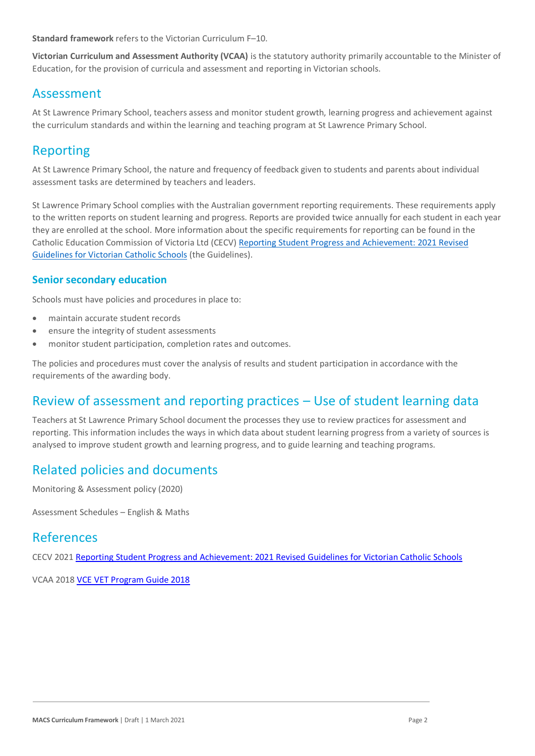**Standard framework** refers to the Victorian Curriculum F–10.

**Victorian Curriculum and Assessment Authority (VCAA)** is the statutory authority primarily accountable to the Minister of Education, for the provision of curricula and assessment and reporting in Victorian schools.

## Assessment

At St Lawrence Primary School, teachers assess and monitor student growth, learning progress and achievement against the curriculum standards and within the learning and teaching program at St Lawrence Primary School.

## Reporting

At St Lawrence Primary School, the nature and frequency of feedback given to students and parents about individual assessment tasks are determined by teachers and leaders.

St Lawrence Primary School complies with the Australian government reporting requirements. These requirements apply to the written reports on student learning and progress. Reports are provided twice annually for each student in each year they are enrolled at the school. More information about the specific requirements for reporting can be found in the Catholic Education Commission of Victoria Ltd (CECV) Reporting Student Progress and Achievement: 2021 Revised Guidelines for Victorian Catholic Schools (the Guidelines).

### Senior secondary education

Schools must have policies and procedures in place to:

- maintain accurate student records
- ensure the integrity of student assessments
- monitor student participation, completion rates and outcomes.

The policies and procedures must cover the analysis of results and student participation in accordance with the requirements of the awarding body.

## Review of assessment and reporting practices – Use of student learning data

Teachers at St Lawrence Primary School document the processes they use to review practices for assessment and reporting. This information includes the ways in which data about student learning progress from a variety of sources is analysed to improve student growth and learning progress, and to guide learning and teaching programs.

## Related policies and documents

Monitoring & Assessment policy (2020)

Assessment Schedules – English & Maths

## References

CECV 2021 Reporting Student Progress and Achievement: 2021 Revised Guidelines for Victorian Catholic Schools

VCAA 2018 VCE VET Program Guide 2018